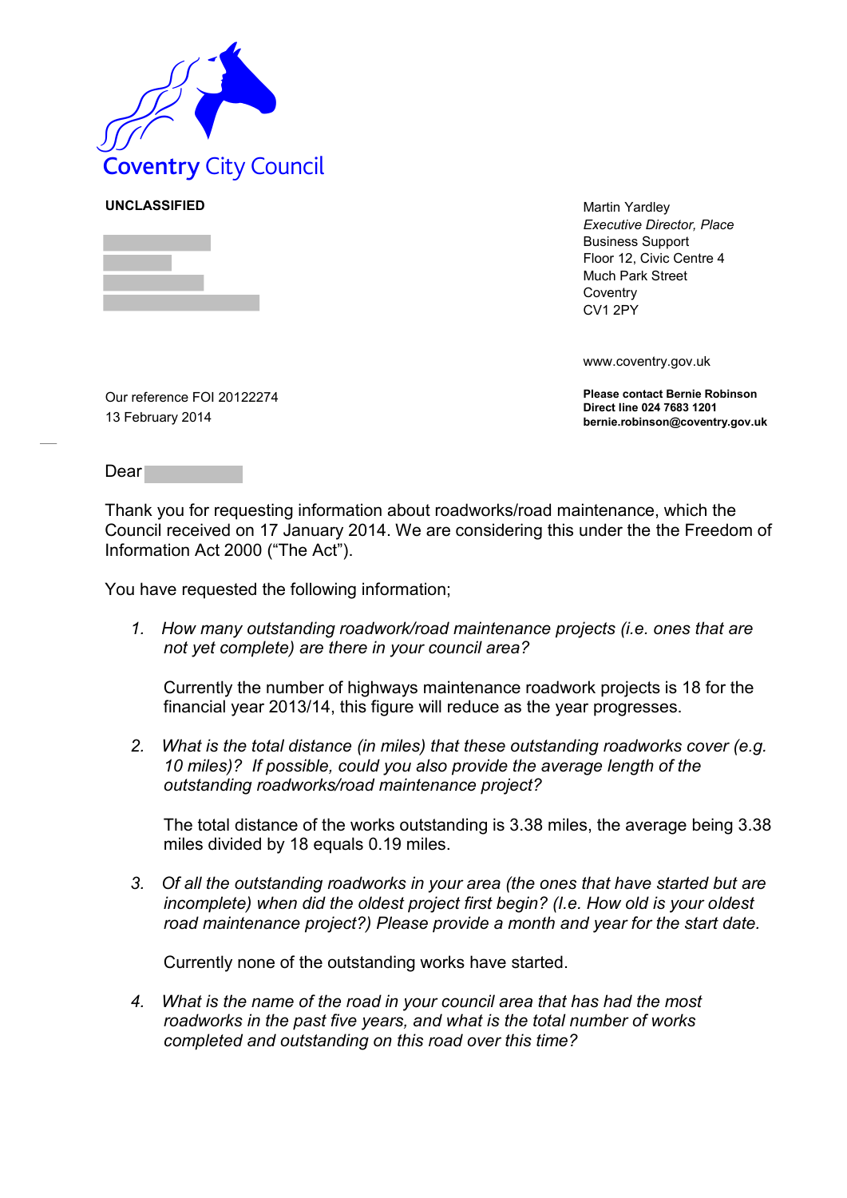Coventry City Council

**UNCLASSIFIED**

Martin Yardley
*Executive Director, Place*
Business Support
Floor 12, Civic Centre 4
Much Park Street
Coventry
CV1 2PY

www.coventry.gov.uk

**Please contact Bernie Robinson**
**Direct line 024 7683 1201**
**bernie.robinson@coventry.gov.uk**

Our reference FOI 20122274
13 February 2014

Dear

Thank you for requesting information about roadworks/road maintenance, which the Council received on 17 January 2014. We are considering this under the the Freedom of Information Act 2000 ("The Act").

You have requested the following information;

1. *How many outstanding roadwork/road maintenance projects (i.e. ones that are not yet complete) are there in your council area?*

   Currently the number of highways maintenance roadwork projects is 18 for the financial year 2013/14, this figure will reduce as the year progresses.

2. *What is the total distance (in miles) that these outstanding roadworks cover (e.g. 10 miles)? If possible, could you also provide the average length of the outstanding roadworks/road maintenance project?*

   The total distance of the works outstanding is 3.38 miles, the average being 3.38 miles divided by 18 equals 0.19 miles.

3. *Of all the outstanding roadworks in your area (the ones that have started but are incomplete) when did the oldest project first begin? (I.e. How old is your oldest road maintenance project?) Please provide a month and year for the start date.*

   Currently none of the outstanding works have started.

4. *What is the name of the road in your council area that has had the most roadworks in the past five years, and what is the total number of works completed and outstanding on this road over this time?*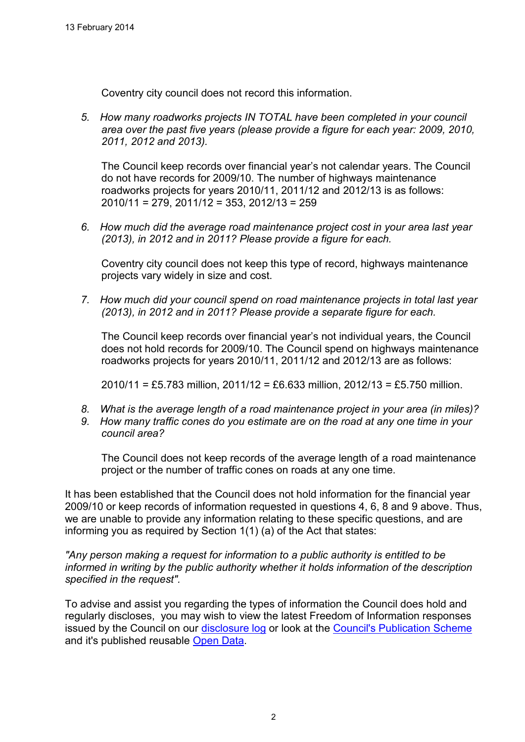13 February 2014

Coventry city council does not record this information.

5. *How many roadworks projects IN TOTAL have been completed in your council area over the past five years (please provide a figure for each year: 2009, 2010, 2011, 2012 and 2013).*

   The Council keep records over financial year's not calendar years. The Council do not have records for 2009/10. The number of highways maintenance roadworks projects for years 2010/11, 2011/12 and 2012/13 is as follows: 2010/11 = 279, 2011/12 = 353, 2012/13 = 259

6. *How much did the average road maintenance project cost in your area last year (2013), in 2012 and in 2011? Please provide a figure for each.*

   Coventry city council does not keep this type of record, highways maintenance projects vary widely in size and cost.

7. *How much did your council spend on road maintenance projects in total last year (2013), in 2012 and in 2011? Please provide a separate figure for each.*

   The Council keep records over financial year's not individual years, the Council does not hold records for 2009/10. The Council spend on highways maintenance roadworks projects for years 2010/11, 2011/12 and 2012/13 are as follows:

   2010/11 = £5.783 million, 2011/12 = £6.633 million, 2012/13 = £5.750 million.

8. *What is the average length of a road maintenance project in your area (in miles)?*
9. *How many traffic cones do you estimate are on the road at any one time in your council area?*

   The Council does not keep records of the average length of a road maintenance project or the number of traffic cones on roads at any one time.

It has been established that the Council does not hold information for the financial year 2009/10 or keep records of information requested in questions 4, 6, 8 and 9 above. Thus, we are unable to provide any information relating to these specific questions, and are informing you as required by Section 1(1) (a) of the Act that states:

*"Any person making a request for information to a public authority is entitled to be informed in writing by the public authority whether it holds information of the description specified in the request".*

To advise and assist you regarding the types of information the Council does hold and regularly discloses, you may wish to view the latest Freedom of Information responses issued by the Council on our disclosure log or look at the Council's Publication Scheme and it's published reusable Open Data.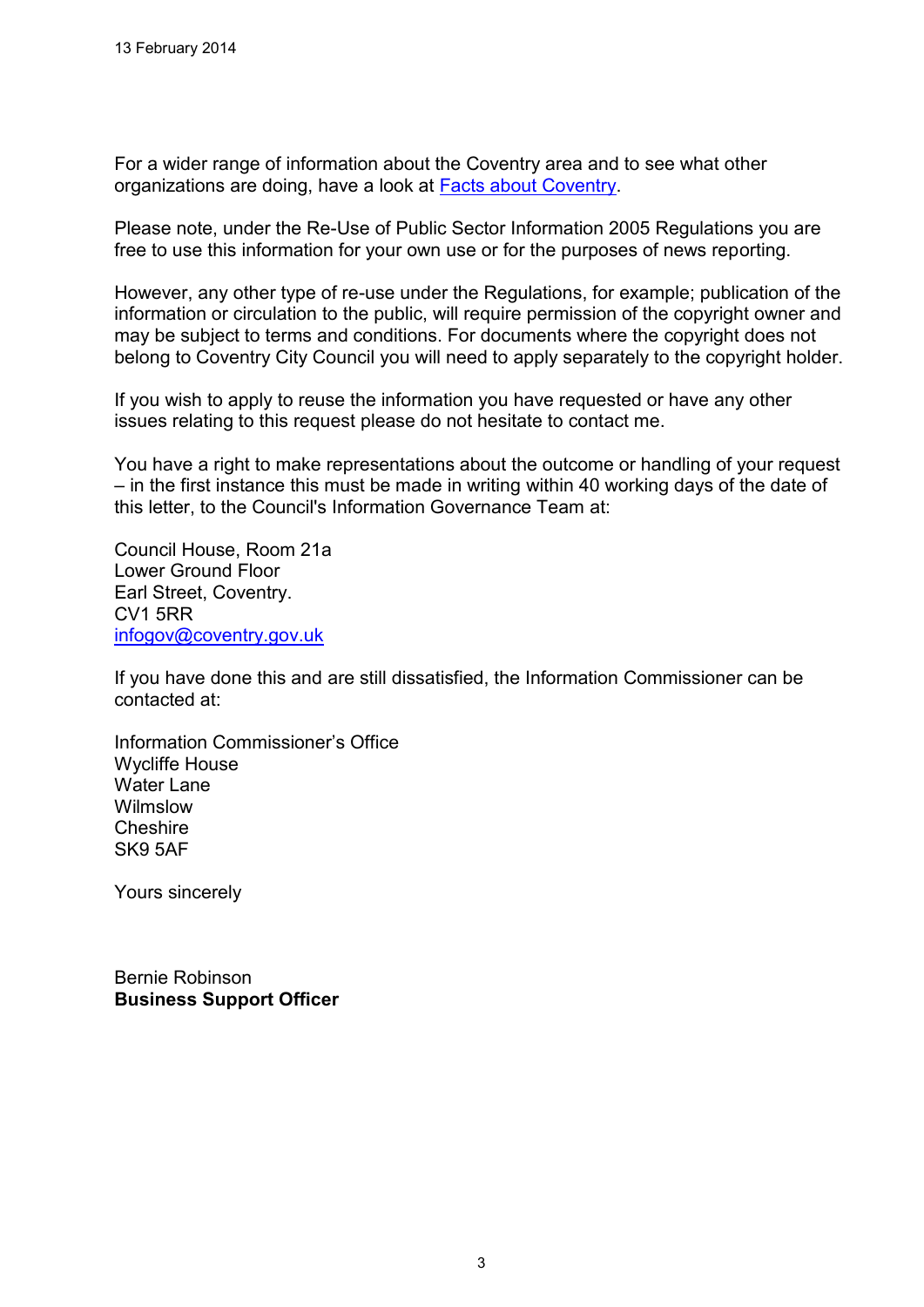13 February 2014

For a wider range of information about the Coventry area and to see what other organizations are doing, have a look at Facts about Coventry.

Please note, under the Re-Use of Public Sector Information 2005 Regulations you are free to use this information for your own use or for the purposes of news reporting.

However, any other type of re-use under the Regulations, for example; publication of the information or circulation to the public, will require permission of the copyright owner and may be subject to terms and conditions. For documents where the copyright does not belong to Coventry City Council you will need to apply separately to the copyright holder.

If you wish to apply to reuse the information you have requested or have any other issues relating to this request please do not hesitate to contact me.

You have a right to make representations about the outcome or handling of your request – in the first instance this must be made in writing within 40 working days of the date of this letter, to the Council's Information Governance Team at:

Council House, Room 21a
Lower Ground Floor
Earl Street, Coventry.
CV1 5RR
infogov@coventry.gov.uk

If you have done this and are still dissatisfied, the Information Commissioner can be contacted at:

Information Commissioner's Office
Wycliffe House
Water Lane
Wilmslow
Cheshire
SK9 5AF

Yours sincerely

Bernie Robinson
**Business Support Officer**